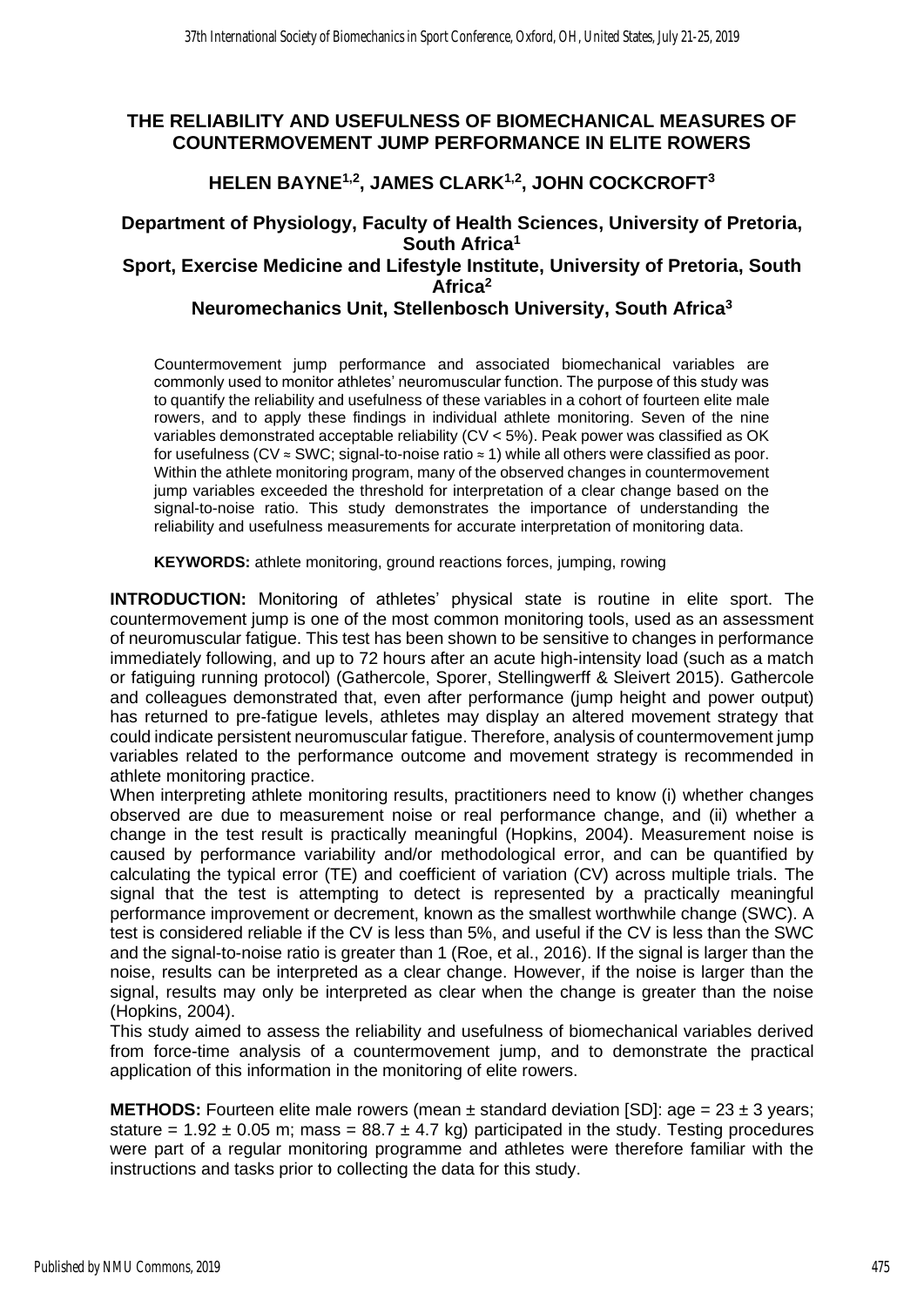# THE RELIABILITY AND USEFULNESS OF BIOMECHANICAL MEASURES OF COUNTERMOVEMENT JUMP PERFORMANCE IN ELITE ROWERS

## HELEN BAYNE[1,2], JAMES CLARK[1,2], JOHN COCKCROFT[3]

**Department of Physiology, Faculty of Health Sciences, University of Pretoria, South Africa[1]**
**Sport, Exercise Medicine and Lifestyle Institute, University of Pretoria, South Africa[2]**
**Neuromechanics Unit, Stellenbosch University, South Africa[3]**

Countermovement jump performance and associated biomechanical variables are commonly used to monitor athletes' neuromuscular function. The purpose of this study was to quantify the reliability and usefulness of these variables in a cohort of fourteen elite male rowers, and to apply these findings in individual athlete monitoring. Seven of the nine variables demonstrated acceptable reliability (CV < 5%). Peak power was classified as OK for usefulness (CV ≈ SWC; signal-to-noise ratio ≈ 1) while all others were classified as poor. Within the athlete monitoring program, many of the observed changes in countermovement jump variables exceeded the threshold for interpretation of a clear change based on the signal-to-noise ratio. This study demonstrates the importance of understanding the reliability and usefulness measurements for accurate interpretation of monitoring data.

**KEYWORDS:** athlete monitoring, ground reactions forces, jumping, rowing

**INTRODUCTION:** Monitoring of athletes' physical state is routine in elite sport. The countermovement jump is one of the most common monitoring tools, used as an assessment of neuromuscular fatigue. This test has been shown to be sensitive to changes in performance immediately following, and up to 72 hours after an acute high-intensity load (such as a match or fatiguing running protocol) (Gathercole, Sporer, Stellingwerff & Sleivert 2015). Gathercole and colleagues demonstrated that, even after performance (jump height and power output) has returned to pre-fatigue levels, athletes may display an altered movement strategy that could indicate persistent neuromuscular fatigue. Therefore, analysis of countermovement jump variables related to the performance outcome and movement strategy is recommended in athlete monitoring practice.

When interpreting athlete monitoring results, practitioners need to know (i) whether changes observed are due to measurement noise or real performance change, and (ii) whether a change in the test result is practically meaningful (Hopkins, 2004). Measurement noise is caused by performance variability and/or methodological error, and can be quantified by calculating the typical error (TE) and coefficient of variation (CV) across multiple trials. The signal that the test is attempting to detect is represented by a practically meaningful performance improvement or decrement, known as the smallest worthwhile change (SWC). A test is considered reliable if the CV is less than 5%, and useful if the CV is less than the SWC and the signal-to-noise ratio is greater than 1 (Roe, et al., 2016). If the signal is larger than the noise, results can be interpreted as a clear change. However, if the noise is larger than the signal, results may only be interpreted as clear when the change is greater than the noise (Hopkins, 2004).

This study aimed to assess the reliability and usefulness of biomechanical variables derived from force-time analysis of a countermovement jump, and to demonstrate the practical application of this information in the monitoring of elite rowers.

**METHODS:** Fourteen elite male rowers (mean ± standard deviation [SD]: age = 23 ± 3 years; stature = 1.92 ± 0.05 m; mass = 88.7 ± 4.7 kg) participated in the study. Testing procedures were part of a regular monitoring programme and athletes were therefore familiar with the instructions and tasks prior to collecting the data for this study.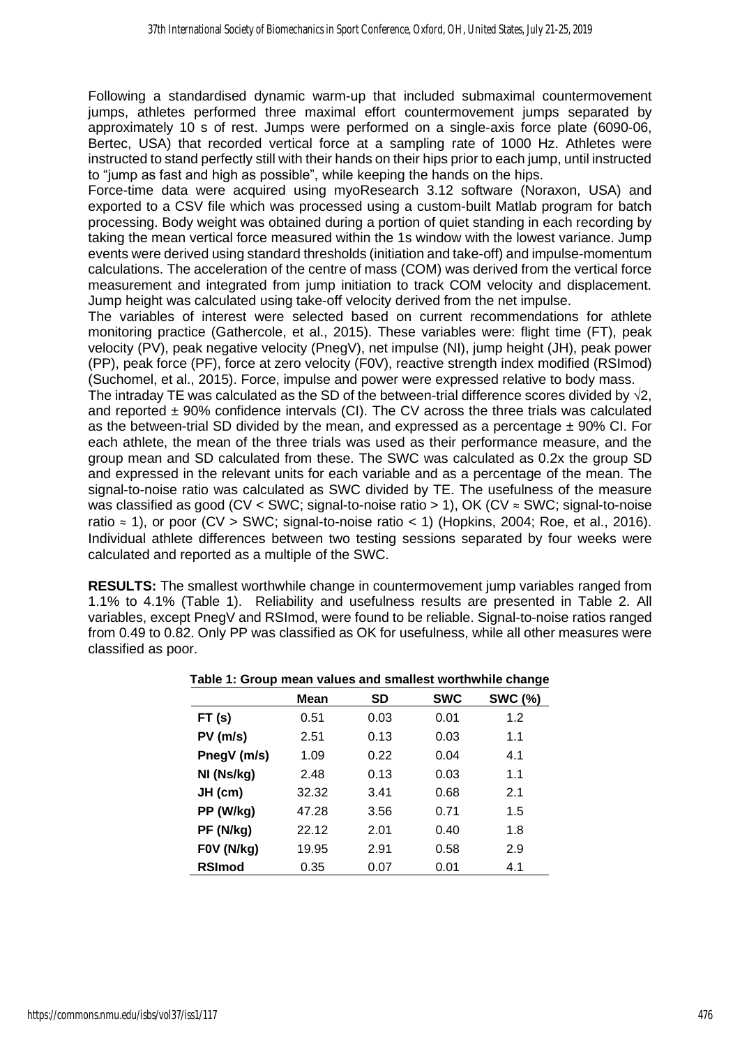Following a standardised dynamic warm-up that included submaximal countermovement jumps, athletes performed three maximal effort countermovement jumps separated by approximately 10 s of rest. Jumps were performed on a single-axis force plate (6090-06, Bertec, USA) that recorded vertical force at a sampling rate of 1000 Hz. Athletes were instructed to stand perfectly still with their hands on their hips prior to each jump, until instructed to "jump as fast and high as possible", while keeping the hands on the hips.

Force-time data were acquired using myoResearch 3.12 software (Noraxon, USA) and exported to a CSV file which was processed using a custom-built Matlab program for batch processing. Body weight was obtained during a portion of quiet standing in each recording by taking the mean vertical force measured within the 1s window with the lowest variance. Jump events were derived using standard thresholds (initiation and take-off) and impulse-momentum calculations. The acceleration of the centre of mass (COM) was derived from the vertical force measurement and integrated from jump initiation to track COM velocity and displacement. Jump height was calculated using take-off velocity derived from the net impulse.

The variables of interest were selected based on current recommendations for athlete monitoring practice (Gathercole, et al., 2015). These variables were: flight time (FT), peak velocity (PV), peak negative velocity (PnegV), net impulse (NI), jump height (JH), peak power (PP), peak force (PF), force at zero velocity (F0V), reactive strength index modified (RSImod) (Suchomel, et al., 2015). Force, impulse and power were expressed relative to body mass.

The intraday TE was calculated as the SD of the between-trial difference scores divided by $\sqrt{2}$, and reported ± 90% confidence intervals (CI). The CV across the three trials was calculated as the between-trial SD divided by the mean, and expressed as a percentage ± 90% CI. For each athlete, the mean of the three trials was used as their performance measure, and the group mean and SD calculated from these. The SWC was calculated as 0.2x the group SD and expressed in the relevant units for each variable and as a percentage of the mean. The signal-to-noise ratio was calculated as SWC divided by TE. The usefulness of the measure was classified as good (CV < SWC; signal-to-noise ratio > 1), OK (CV ≈ SWC; signal-to-noise ratio ≈ 1), or poor (CV > SWC; signal-to-noise ratio < 1) (Hopkins, 2004; Roe, et al., 2016). Individual athlete differences between two testing sessions separated by four weeks were calculated and reported as a multiple of the SWC.

**RESULTS:** The smallest worthwhile change in countermovement jump variables ranged from 1.1% to 4.1% (Table 1). Reliability and usefulness results are presented in Table 2. All variables, except PnegV and RSImod, were found to be reliable. Signal-to-noise ratios ranged from 0.49 to 0.82. Only PP was classified as OK for usefulness, while all other measures were classified as poor.

**Table 1: Group mean values and smallest worthwhile change**

| | Mean | SD | SWC | SWC (%) |
|---|---|---|---|---|
| **FT (s)** | 0.51 | 0.03 | 0.01 | 1.2 |
| **PV (m/s)** | 2.51 | 0.13 | 0.03 | 1.1 |
| **PnegV (m/s)** | 1.09 | 0.22 | 0.04 | 4.1 |
| **NI (Ns/kg)** | 2.48 | 0.13 | 0.03 | 1.1 |
| **JH (cm)** | 32.32 | 3.41 | 0.68 | 2.1 |
| **PP (W/kg)** | 47.28 | 3.56 | 0.71 | 1.5 |
| **PF (N/kg)** | 22.12 | 2.01 | 0.40 | 1.8 |
| **F0V (N/kg)** | 19.95 | 2.91 | 0.58 | 2.9 |
| **RSImod** | 0.35 | 0.07 | 0.01 | 4.1 |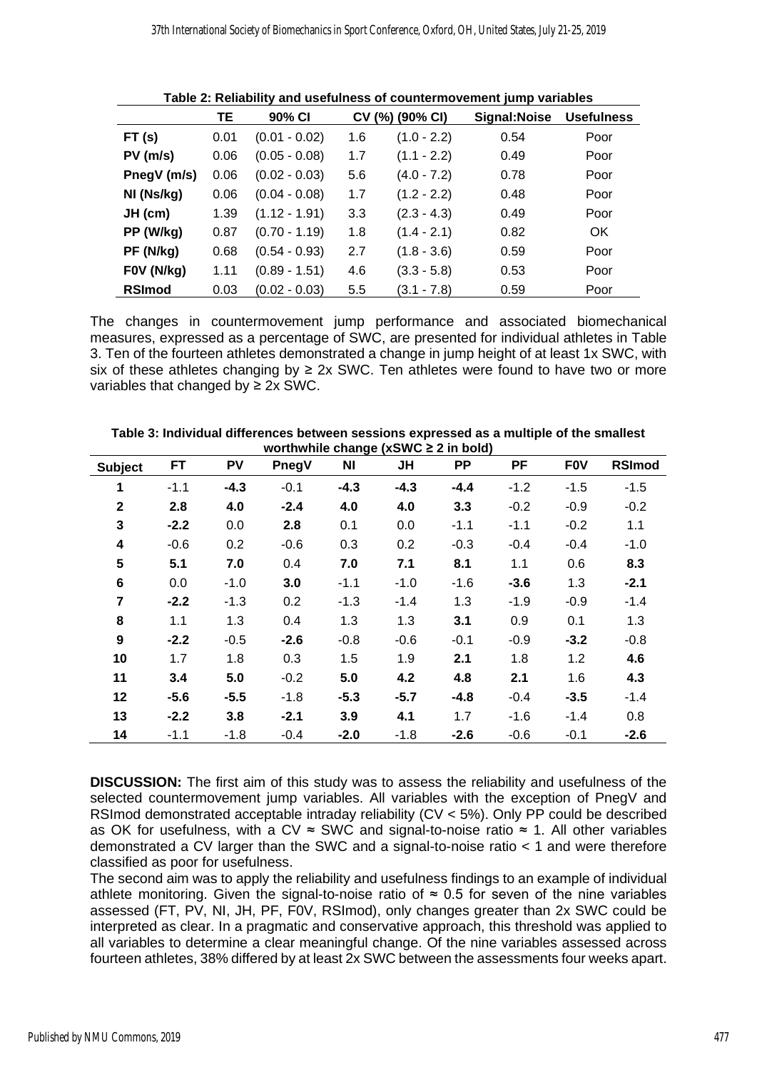**Table 2: Reliability and usefulness of countermovement jump variables**

| | TE | 90% CI | CV (%) | (90% CI) | Signal:Noise | Usefulness |
|---|---|---|---|---|---|---|
| **FT (s)** | 0.01 | (0.01 - 0.02) | 1.6 | (1.0 - 2.2) | 0.54 | Poor |
| **PV (m/s)** | 0.06 | (0.05 - 0.08) | 1.7 | (1.1 - 2.2) | 0.49 | Poor |
| **PnegV (m/s)** | 0.06 | (0.02 - 0.03) | 5.6 | (4.0 - 7.2) | 0.78 | Poor |
| **NI (Ns/kg)** | 0.06 | (0.04 - 0.08) | 1.7 | (1.2 - 2.2) | 0.48 | Poor |
| **JH (cm)** | 1.39 | (1.12 - 1.91) | 3.3 | (2.3 - 4.3) | 0.49 | Poor |
| **PP (W/kg)** | 0.87 | (0.70 - 1.19) | 1.8 | (1.4 - 2.1) | 0.82 | OK |
| **PF (N/kg)** | 0.68 | (0.54 - 0.93) | 2.7 | (1.8 - 3.6) | 0.59 | Poor |
| **F0V (N/kg)** | 1.11 | (0.89 - 1.51) | 4.6 | (3.3 - 5.8) | 0.53 | Poor |
| **RSImod** | 0.03 | (0.02 - 0.03) | 5.5 | (3.1 - 7.8) | 0.59 | Poor |

The changes in countermovement jump performance and associated biomechanical measures, expressed as a percentage of SWC, are presented for individual athletes in Table 3. Ten of the fourteen athletes demonstrated a change in jump height of at least 1x SWC, with six of these athletes changing by ≥ 2x SWC. Ten athletes were found to have two or more variables that changed by ≥ 2x SWC.

**Table 3: Individual differences between sessions expressed as a multiple of the smallest worthwhile change (xSWC ≥ 2 in bold)**

| Subject | FT | PV | PnegV | NI | JH | PP | PF | F0V | RSImod |
|---|---|---|---|---|---|---|---|---|---|
| **1** | -1.1 | **-4.3** | -0.1 | **-4.3** | **-4.3** | **-4.4** | -1.2 | -1.5 | -1.5 |
| **2** | **2.8** | **4.0** | **-2.4** | **4.0** | **4.0** | **3.3** | -0.2 | -0.9 | -0.2 |
| **3** | **-2.2** | 0.0 | **2.8** | 0.1 | 0.0 | -1.1 | -1.1 | -0.2 | 1.1 |
| **4** | -0.6 | 0.2 | -0.6 | 0.3 | 0.2 | -0.3 | -0.4 | -0.4 | -1.0 |
| **5** | **5.1** | **7.0** | 0.4 | **7.0** | **7.1** | **8.1** | 1.1 | 0.6 | **8.3** |
| **6** | 0.0 | -1.0 | **3.0** | -1.1 | -1.0 | -1.6 | **-3.6** | 1.3 | **-2.1** |
| **7** | **-2.2** | -1.3 | 0.2 | -1.3 | -1.4 | 1.3 | -1.9 | -0.9 | -1.4 |
| **8** | 1.1 | 1.3 | 0.4 | 1.3 | 1.3 | **3.1** | 0.9 | 0.1 | 1.3 |
| **9** | **-2.2** | -0.5 | **-2.6** | -0.8 | -0.6 | -0.1 | -0.9 | **-3.2** | -0.8 |
| **10** | 1.7 | 1.8 | 0.3 | 1.5 | 1.9 | **2.1** | 1.8 | 1.2 | **4.6** |
| **11** | **3.4** | **5.0** | -0.2 | **5.0** | **4.2** | **4.8** | **2.1** | 1.6 | **4.3** |
| **12** | **-5.6** | **-5.5** | -1.8 | **-5.3** | **-5.7** | **-4.8** | -0.4 | **-3.5** | -1.4 |
| **13** | **-2.2** | **3.8** | **-2.1** | **3.9** | **4.1** | 1.7 | -1.6 | -1.4 | 0.8 |
| **14** | -1.1 | -1.8 | -0.4 | **-2.0** | -1.8 | **-2.6** | -0.6 | -0.1 | **-2.6** |

**DISCUSSION:** The first aim of this study was to assess the reliability and usefulness of the selected countermovement jump variables. All variables with the exception of PnegV and RSImod demonstrated acceptable intraday reliability (CV < 5%). Only PP could be described as OK for usefulness, with a CV ≈ SWC and signal-to-noise ratio ≈ 1. All other variables demonstrated a CV larger than the SWC and a signal-to-noise ratio < 1 and were therefore classified as poor for usefulness.

The second aim was to apply the reliability and usefulness findings to an example of individual athlete monitoring. Given the signal-to-noise ratio of ≈ 0.5 for seven of the nine variables assessed (FT, PV, NI, JH, PF, F0V, RSImod), only changes greater than 2x SWC could be interpreted as clear. In a pragmatic and conservative approach, this threshold was applied to all variables to determine a clear meaningful change. Of the nine variables assessed across fourteen athletes, 38% differed by at least 2x SWC between the assessments four weeks apart.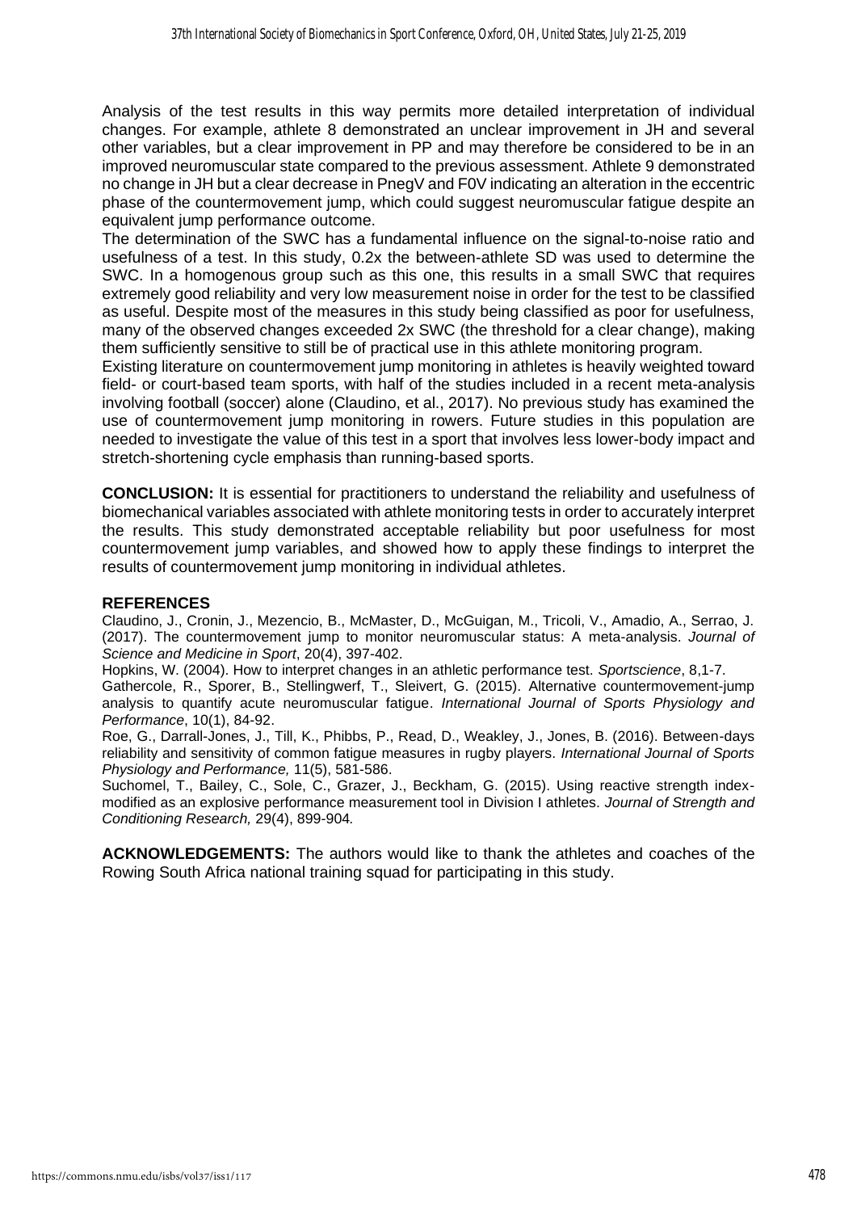Analysis of the test results in this way permits more detailed interpretation of individual changes. For example, athlete 8 demonstrated an unclear improvement in JH and several other variables, but a clear improvement in PP and may therefore be considered to be in an improved neuromuscular state compared to the previous assessment. Athlete 9 demonstrated no change in JH but a clear decrease in PnegV and F0V indicating an alteration in the eccentric phase of the countermovement jump, which could suggest neuromuscular fatigue despite an equivalent jump performance outcome.

The determination of the SWC has a fundamental influence on the signal-to-noise ratio and usefulness of a test. In this study, 0.2x the between-athlete SD was used to determine the SWC. In a homogenous group such as this one, this results in a small SWC that requires extremely good reliability and very low measurement noise in order for the test to be classified as useful. Despite most of the measures in this study being classified as poor for usefulness, many of the observed changes exceeded 2x SWC (the threshold for a clear change), making them sufficiently sensitive to still be of practical use in this athlete monitoring program.

Existing literature on countermovement jump monitoring in athletes is heavily weighted toward field- or court-based team sports, with half of the studies included in a recent meta-analysis involving football (soccer) alone (Claudino, et al., 2017). No previous study has examined the use of countermovement jump monitoring in rowers. Future studies in this population are needed to investigate the value of this test in a sport that involves less lower-body impact and stretch-shortening cycle emphasis than running-based sports.

**CONCLUSION:** It is essential for practitioners to understand the reliability and usefulness of biomechanical variables associated with athlete monitoring tests in order to accurately interpret the results. This study demonstrated acceptable reliability but poor usefulness for most countermovement jump variables, and showed how to apply these findings to interpret the results of countermovement jump monitoring in individual athletes.

## REFERENCES

Claudino, J., Cronin, J., Mezencio, B., McMaster, D., McGuigan, M., Tricoli, V., Amadio, A., Serrao, J. (2017). The countermovement jump to monitor neuromuscular status: A meta-analysis. *Journal of Science and Medicine in Sport*, 20(4), 397-402.

Hopkins, W. (2004). How to interpret changes in an athletic performance test. *Sportscience*, 8,1-7.

Gathercole, R., Sporer, B., Stellingwerf, T., Sleivert, G. (2015). Alternative countermovement-jump analysis to quantify acute neuromuscular fatigue. *International Journal of Sports Physiology and Performance*, 10(1), 84-92.

Roe, G., Darrall-Jones, J., Till, K., Phibbs, P., Read, D., Weakley, J., Jones, B. (2016). Between-days reliability and sensitivity of common fatigue measures in rugby players. *International Journal of Sports Physiology and Performance,* 11(5), 581-586.

Suchomel, T., Bailey, C., Sole, C., Grazer, J., Beckham, G. (2015). Using reactive strength index-modified as an explosive performance measurement tool in Division I athletes. *Journal of Strength and Conditioning Research,* 29(4), 899-904*.*

**ACKNOWLEDGEMENTS:** The authors would like to thank the athletes and coaches of the Rowing South Africa national training squad for participating in this study.